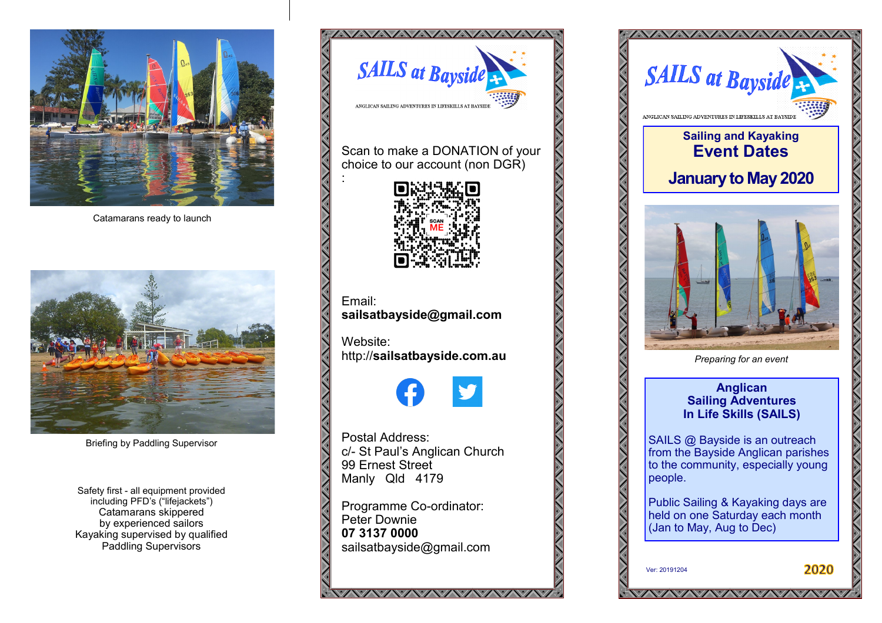Catamarans ready to launch

Briefing by Paddling Supervisor

Safety first - all equipment provided including PFD's ("lifejackets")
Catamarans skippered by experienced sailors
Kayaking supervised by qualified Paddling Supervisors

SAILS at Bayside

ANGLICAN SAILING ADVENTURES IN LIFESKILLS AT BAYSIDE

Scan to make a DONATION of your choice to our account (non DGR)
:

SCAN ME

Email:
**sailsatbayside@gmail.com**

Website:
http://**sailsatbayside.com.au**

Postal Address:
c/- St Paul's Anglican Church
99 Ernest Street
Manly Qld 4179

Programme Co-ordinator:
Peter Downie
**07 3137 0000**
sailsatbayside@gmail.com

SAILS at Bayside

ANGLICAN SAILING ADVENTURES IN LIFESKILLS AT BAYSIDE

**Sailing and Kayaking**

# Event Dates

# January to May 2020

*Preparing for an event*

**Anglican**
**Sailing Adventures**
**In Life Skills (SAILS)**

SAILS @ Bayside is an outreach from the Bayside Anglican parishes to the community, especially young people.

Public Sailing & Kayaking days are held on one Saturday each month (Jan to May, Aug to Dec)

Ver: 20191204

2020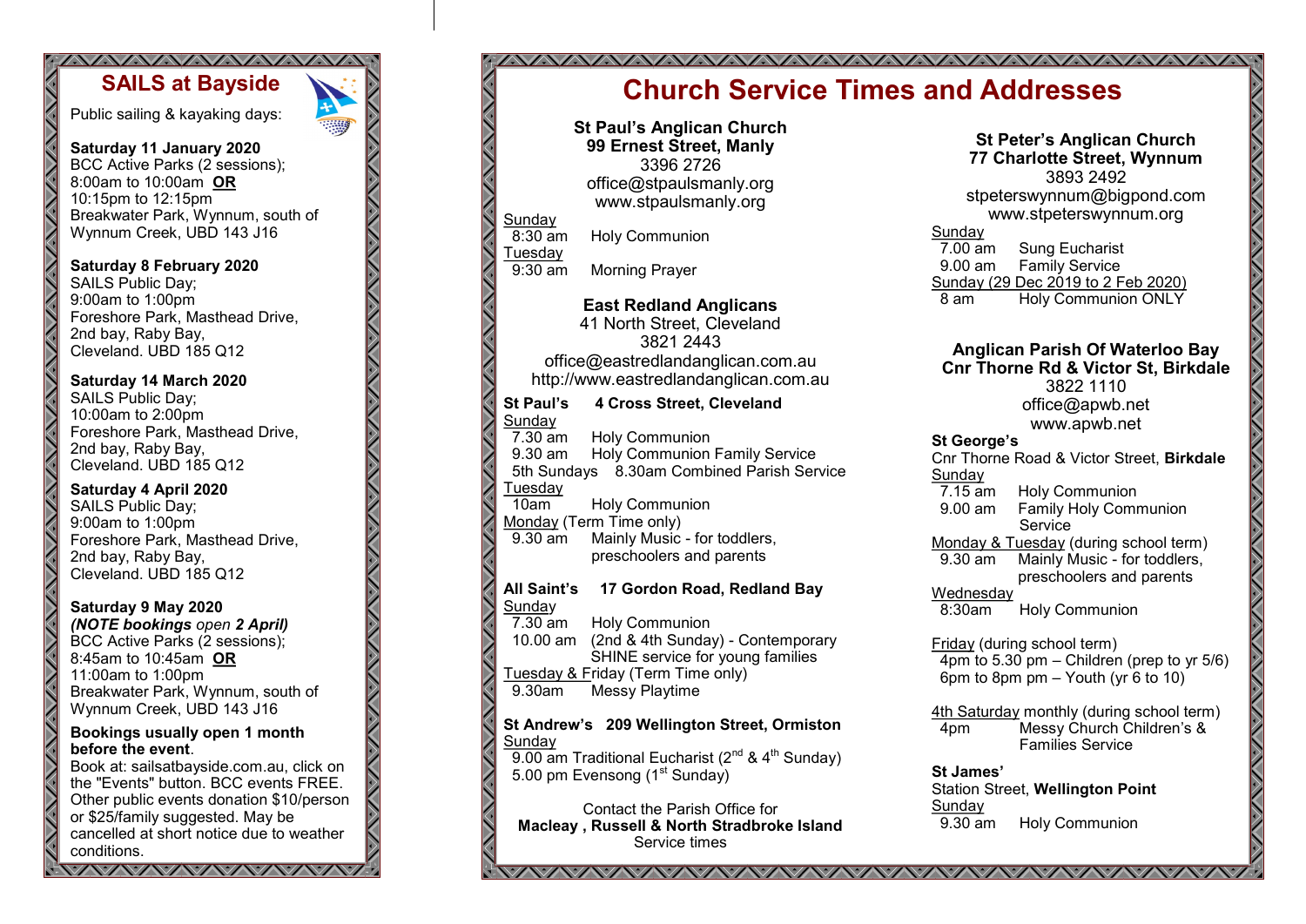## SAILS at Bayside

Public sailing & kayaking days:

**Saturday 11 January 2020**
BCC Active Parks (2 sessions);
8:00am to 10:00am **OR**
10:15pm to 12:15pm
Breakwater Park, Wynnum, south of Wynnum Creek, UBD 143 J16

**Saturday 8 February 2020**
SAILS Public Day;
9:00am to 1:00pm
Foreshore Park, Masthead Drive, 2nd bay, Raby Bay, Cleveland. UBD 185 Q12

**Saturday 14 March 2020**
SAILS Public Day;
10:00am to 2:00pm
Foreshore Park, Masthead Drive, 2nd bay, Raby Bay, Cleveland. UBD 185 Q12

**Saturday 4 April 2020**
SAILS Public Day;
9:00am to 1:00pm
Foreshore Park, Masthead Drive, 2nd bay, Raby Bay, Cleveland. UBD 185 Q12

**Saturday 9 May 2020**
***(NOTE bookings** open **2 April)***
BCC Active Parks (2 sessions);
8:45am to 10:45am **OR**
11:00am to 1:00pm
Breakwater Park, Wynnum, south of Wynnum Creek, UBD 143 J16

**Bookings usually open 1 month before the event**.
Book at: sailsatbayside.com.au, click on the "Events" button. BCC events FREE. Other public events donation $10/person or $25/family suggested. May be cancelled at short notice due to weather conditions.

# Church Service Times and Addresses

**St Paul's Anglican Church**
**99 Ernest Street, Manly**
3396 2726
office@stpaulsmanly.org
www.stpaulsmanly.org

Sunday
8:30 am Holy Communion
Tuesday
9:30 am Morning Prayer

**East Redland Anglicans**
41 North Street, Cleveland
3821 2443
office@eastredlandanglican.com.au
http://www.eastredlandanglican.com.au

**St Paul's 4 Cross Street, Cleveland**
Sunday
7.30 am Holy Communion
9.30 am Holy Communion Family Service
5th Sundays 8.30am Combined Parish Service
Tuesday
10am Holy Communion
Monday (Term Time only)
9.30 am Mainly Music - for toddlers, preschoolers and parents

**All Saint's 17 Gordon Road, Redland Bay**
Sunday
7.30 am Holy Communion
10.00 am (2nd & 4th Sunday) - Contemporary SHINE service for young families
Tuesday & Friday (Term Time only)
9.30am Messy Playtime

**St Andrew's 209 Wellington Street, Ormiston**
Sunday
9.00 am Traditional Eucharist (2nd & 4th Sunday)
5.00 pm Evensong (1st Sunday)

Contact the Parish Office for
**Macleay , Russell & North Stradbroke Island**
Service times

**St Peter's Anglican Church**
**77 Charlotte Street, Wynnum**
3893 2492
stpeterswynnum@bigpond.com
www.stpeterswynnum.org

Sunday
7.00 am Sung Eucharist
9.00 am Family Service
Sunday (29 Dec 2019 to 2 Feb 2020)
8 am Holy Communion ONLY

**Anglican Parish Of Waterloo Bay**
**Cnr Thorne Rd & Victor St, Birkdale**
3822 1110
office@apwb.net
www.apwb.net

**St George's**
Cnr Thorne Road & Victor Street, **Birkdale**
Sunday
7.15 am Holy Communion
9.00 am Family Holy Communion Service
Monday & Tuesday (during school term)
9.30 am Mainly Music - for toddlers, preschoolers and parents
Wednesday
8:30am Holy Communion

Friday (during school term)
4pm to 5.30 pm – Children (prep to yr 5/6)
6pm to 8pm pm – Youth (yr 6 to 10)

4th Saturday monthly (during school term)
4pm Messy Church Children's & Families Service

**St James'**
Station Street, **Wellington Point**
Sunday
9.30 am Holy Communion